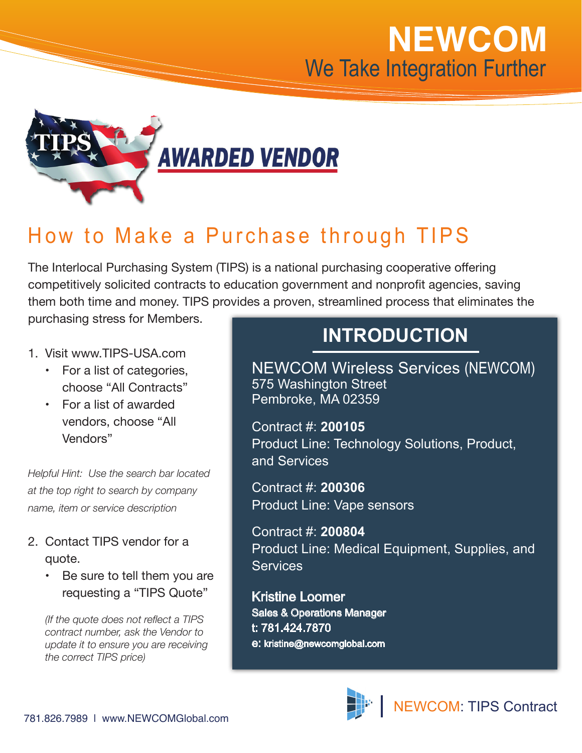# NEWCOM

We Take Integration Further

TIPS **AWARDED VENDOR**

## How to Make a Purchase through TIPS

The Interlocal Purchasing System (TIPS) is a national purchasing cooperative offering competitively solicited contracts to education government and nonprofit agencies, saving them both time and money. TIPS provides a proven, streamlined process that eliminates the purchasing stress for Members.

1. Visit www.TIPS-USA.com
   - For a list of categories, choose “All Contracts”
   - For a list of awarded vendors, choose “All Vendors”

*Helpful Hint: Use the search bar located at the top right to search by company name, item or service description*

2. Contact TIPS vendor for a quote.
   - Be sure to tell them you are requesting a “TIPS Quote”

   *(If the quote does not reflect a TIPS contract number, ask the Vendor to update it to ensure you are receiving the correct TIPS price)*

## INTRODUCTION

NEWCOM Wireless Services (NEWCOM)
575 Washington Street
Pembroke, MA 02359

Contract #: **200105**
Product Line: Technology Solutions, Product, and Services

Contract #: **200306**
Product Line: Vape sensors

Contract #: **200804**
Product Line: Medical Equipment, Supplies, and Services

**Kristine Loomer**
**Sales & Operations Manager**
**t: 781.424.7870**
**e: kristine@newcomglobal.com**

NEWCOM: TIPS Contract

781.826.7989 | www.NEWCOMGlobal.com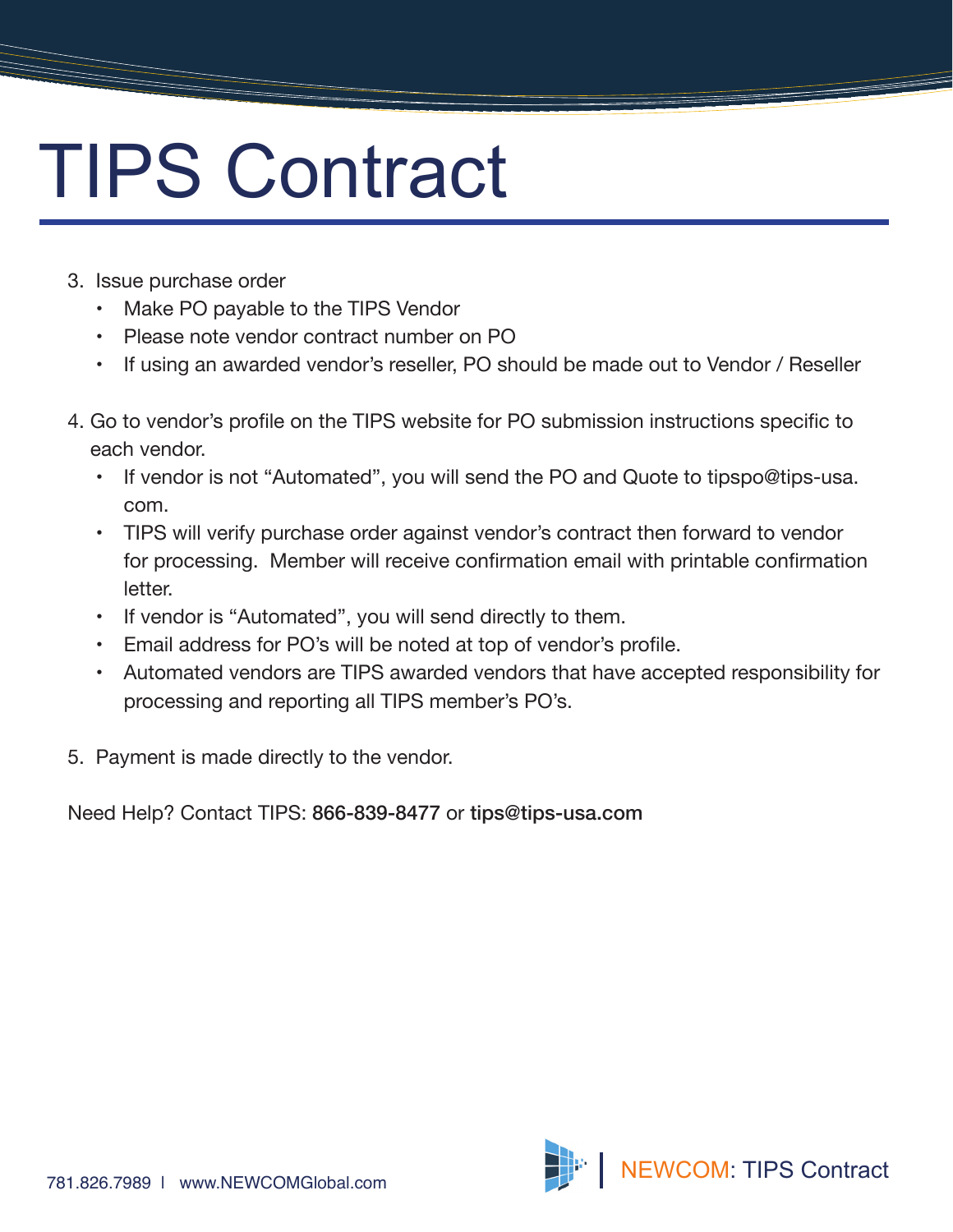# TIPS Contract

3. Issue purchase order
   - Make PO payable to the TIPS Vendor
   - Please note vendor contract number on PO
   - If using an awarded vendor's reseller, PO should be made out to Vendor / Reseller

4. Go to vendor's profile on the TIPS website for PO submission instructions specific to each vendor.
   - If vendor is not "Automated", you will send the PO and Quote to tipspo@tips-usa.com.
   - TIPS will verify purchase order against vendor's contract then forward to vendor for processing. Member will receive confirmation email with printable confirmation letter.
   - If vendor is "Automated", you will send directly to them.
   - Email address for PO's will be noted at top of vendor's profile.
   - Automated vendors are TIPS awarded vendors that have accepted responsibility for processing and reporting all TIPS member's PO's.

5. Payment is made directly to the vendor.

Need Help? Contact TIPS: **866-839-8477** or **tips@tips-usa.com**